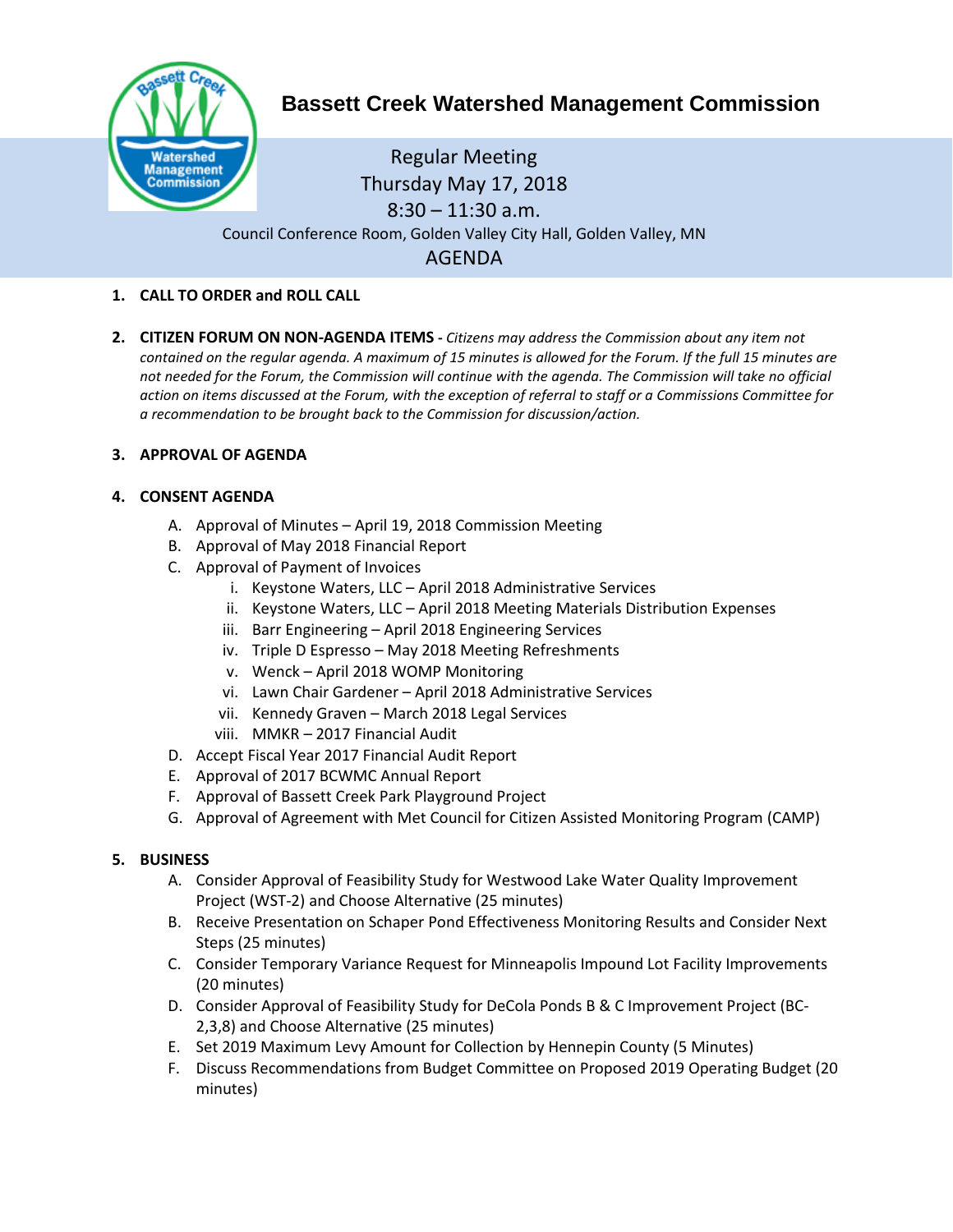# Bassett Creek Watershed Management Commission

Regular Meeting
Thursday May 17, 2018
8:30 – 11:30 a.m.
Council Conference Room, Golden Valley City Hall, Golden Valley, MN

## AGENDA

1. **CALL TO ORDER and ROLL CALL**

2. **CITIZEN FORUM ON NON-AGENDA ITEMS -** *Citizens may address the Commission about any item not contained on the regular agenda. A maximum of 15 minutes is allowed for the Forum. If the full 15 minutes are not needed for the Forum, the Commission will continue with the agenda. The Commission will take no official action on items discussed at the Forum, with the exception of referral to staff or a Commissions Committee for a recommendation to be brought back to the Commission for discussion/action.*

3. **APPROVAL OF AGENDA**

4. **CONSENT AGENDA**
   - A. Approval of Minutes – April 19, 2018 Commission Meeting
   - B. Approval of May 2018 Financial Report
   - C. Approval of Payment of Invoices
     - i. Keystone Waters, LLC – April 2018 Administrative Services
     - ii. Keystone Waters, LLC – April 2018 Meeting Materials Distribution Expenses
     - iii. Barr Engineering – April 2018 Engineering Services
     - iv. Triple D Espresso – May 2018 Meeting Refreshments
     - v. Wenck – April 2018 WOMP Monitoring
     - vi. Lawn Chair Gardener – April 2018 Administrative Services
     - vii. Kennedy Graven – March 2018 Legal Services
     - viii. MMKR – 2017 Financial Audit
   - D. Accept Fiscal Year 2017 Financial Audit Report
   - E. Approval of 2017 BCWMC Annual Report
   - F. Approval of Bassett Creek Park Playground Project
   - G. Approval of Agreement with Met Council for Citizen Assisted Monitoring Program (CAMP)

5. **BUSINESS**
   - A. Consider Approval of Feasibility Study for Westwood Lake Water Quality Improvement Project (WST-2) and Choose Alternative (25 minutes)
   - B. Receive Presentation on Schaper Pond Effectiveness Monitoring Results and Consider Next Steps (25 minutes)
   - C. Consider Temporary Variance Request for Minneapolis Impound Lot Facility Improvements (20 minutes)
   - D. Consider Approval of Feasibility Study for DeCola Ponds B & C Improvement Project (BC-2,3,8) and Choose Alternative (25 minutes)
   - E. Set 2019 Maximum Levy Amount for Collection by Hennepin County (5 Minutes)
   - F. Discuss Recommendations from Budget Committee on Proposed 2019 Operating Budget (20 minutes)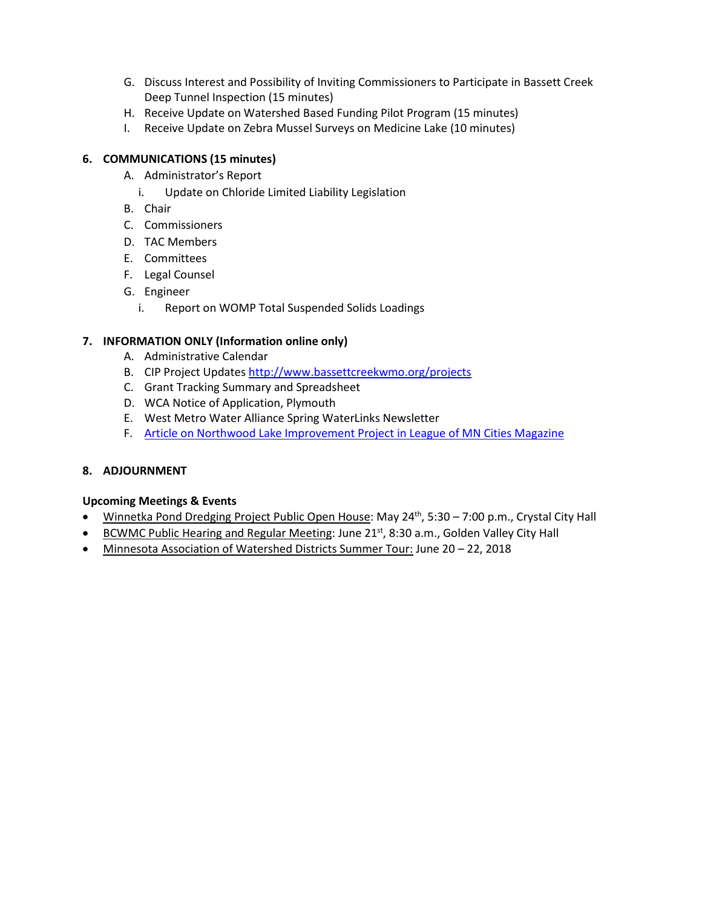G. Discuss Interest and Possibility of Inviting Commissioners to Participate in Bassett Creek Deep Tunnel Inspection (15 minutes)
H. Receive Update on Watershed Based Funding Pilot Program (15 minutes)
I. Receive Update on Zebra Mussel Surveys on Medicine Lake (10 minutes)

**6. COMMUNICATIONS (15 minutes)**

A. Administrator's Report
   i. Update on Chloride Limited Liability Legislation
B. Chair
C. Commissioners
D. TAC Members
E. Committees
F. Legal Counsel
G. Engineer
   i. Report on WOMP Total Suspended Solids Loadings

**7. INFORMATION ONLY (Information online only)**

A. Administrative Calendar
B. CIP Project Updates [http://www.bassettcreekwmo.org/projects](http://www.bassettcreekwmo.org/projects)
C. Grant Tracking Summary and Spreadsheet
D. WCA Notice of Application, Plymouth
E. West Metro Water Alliance Spring WaterLinks Newsletter
F. Article on Northwood Lake Improvement Project in League of MN Cities Magazine

**8. ADJOURNMENT**

**Upcoming Meetings & Events**

- Winnetka Pond Dredging Project Public Open House: May 24th, 5:30 – 7:00 p.m., Crystal City Hall
- BCWMC Public Hearing and Regular Meeting: June 21st, 8:30 a.m., Golden Valley City Hall
- Minnesota Association of Watershed Districts Summer Tour: June 20 – 22, 2018